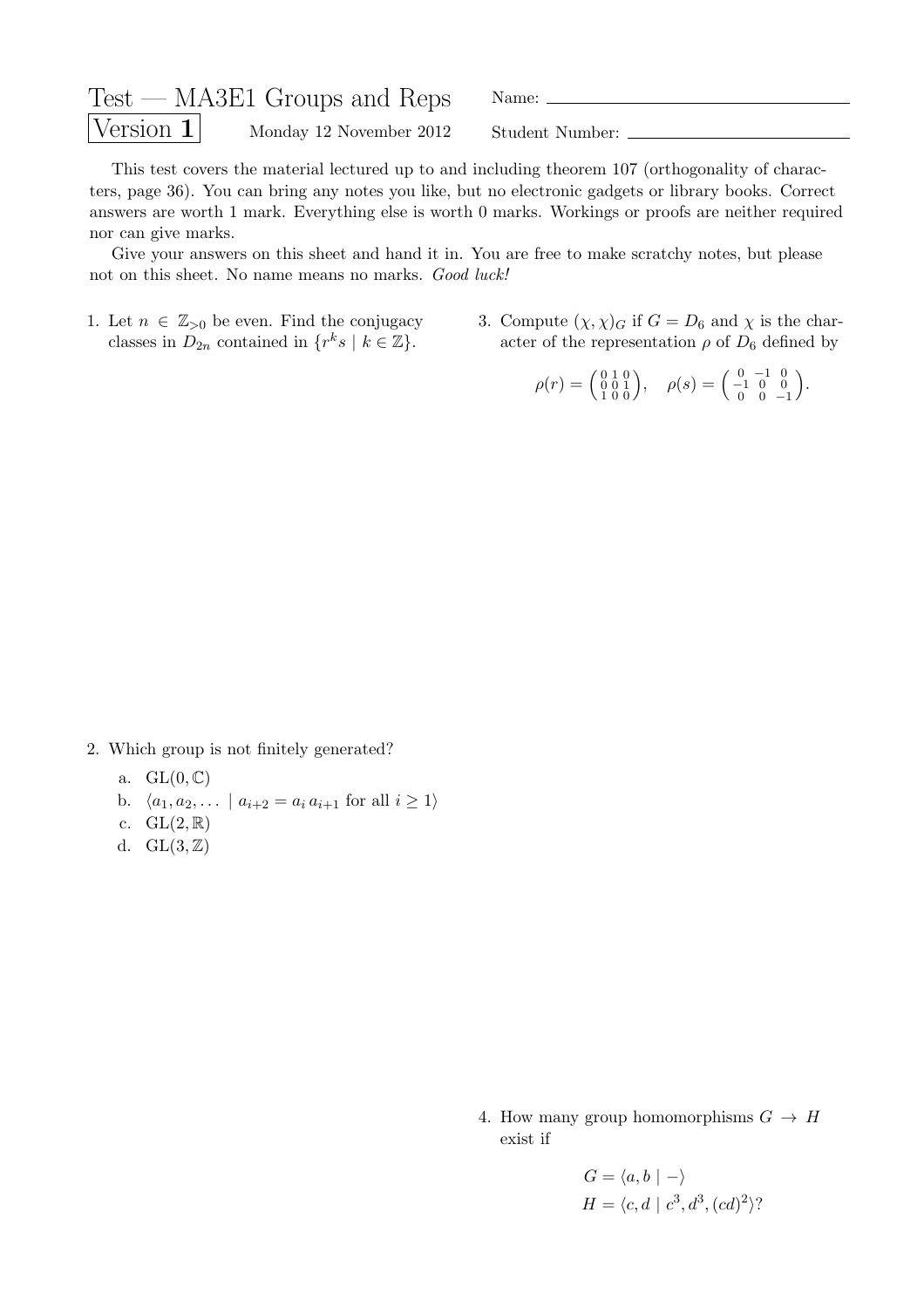# Test — MA3E1 Groups and Reps

**Version 1** Monday 12 November 2012

Name: \_\_\_\_\_\_\_\_\_\_\_\_\_\_\_\_\_\_\_\_\_\_\_\_\_\_\_\_\_\_\_\_\_\_\_\_

Student Number: \_\_\_\_\_\_\_\_\_\_\_\_\_\_\_\_\_\_\_\_\_\_\_\_\_\_\_\_\_\_

This test covers the material lectured up to and including theorem 107 (orthogonality of characters, page 36). You can bring any notes you like, but no electronic gadgets or library books. Correct answers are worth 1 mark. Everything else is worth 0 marks. Workings or proofs are neither required nor can give marks.

Give your answers on this sheet and hand it in. You are free to make scratchy notes, but please not on this sheet. No name means no marks. *Good luck!*

1. Let $n \in \mathbb{Z}_{>0}$ be even. Find the conjugacy classes in $D_{2n}$ contained in $\{r^k s \mid k \in \mathbb{Z}\}$.

2. Which group is not finitely generated?

   a. $\mathrm{GL}(0, \mathbb{C})$
   b. $\langle a_1, a_2, \ldots \mid a_{i+2} = a_i\, a_{i+1} \text{ for all } i \geq 1 \rangle$
   c. $\mathrm{GL}(2, \mathbb{R})$
   d. $\mathrm{GL}(3, \mathbb{Z})$

3. Compute $(\chi, \chi)_G$ if $G = D_6$ and $\chi$ is the character of the representation $\rho$ of $D_6$ defined by

$$\rho(r) = \begin{pmatrix} 0 & 1 & 0 \\ 0 & 0 & 1 \\ 1 & 0 & 0 \end{pmatrix}, \quad \rho(s) = \begin{pmatrix} 0 & -1 & 0 \\ -1 & 0 & 0 \\ 0 & 0 & -1 \end{pmatrix}.$$

4. How many group homomorphisms $G \to H$ exist if

$$G = \langle a, b \mid - \rangle$$
$$H = \langle c, d \mid c^3, d^3, (cd)^2 \rangle?$$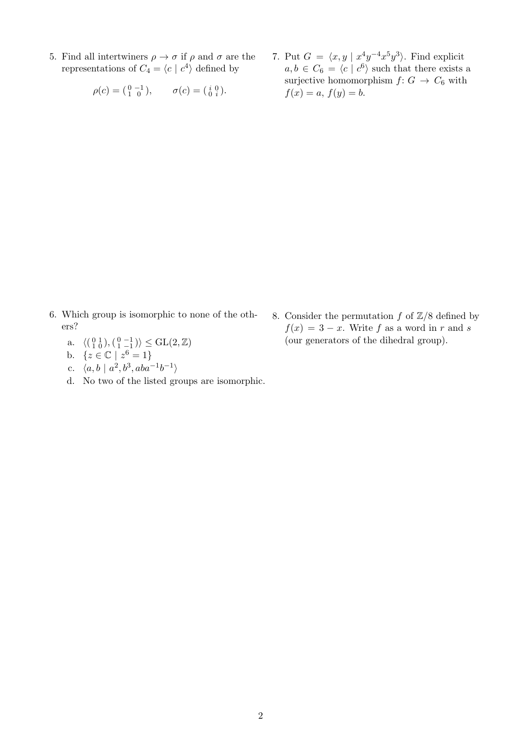5. Find all intertwiners $\rho \to \sigma$ if $\rho$ and $\sigma$ are the representations of $C_4 = \langle c \mid c^4 \rangle$ defined by

$$\rho(c) = \begin{pmatrix} 0 & -1 \\ 1 & 0 \end{pmatrix}, \qquad \sigma(c) = \begin{pmatrix} i & 0 \\ 0 & i \end{pmatrix}.$$

6. Which group is isomorphic to none of the others?

   a. $\langle \begin{pmatrix} 0 & 1 \\ 1 & 0 \end{pmatrix}, \begin{pmatrix} 0 & -1 \\ 1 & -1 \end{pmatrix} \rangle \leq \mathrm{GL}(2, \mathbb{Z})$

   b. $\{z \in \mathbb{C} \mid z^6 = 1\}$

   c. $\langle a, b \mid a^2, b^3, aba^{-1}b^{-1} \rangle$

   d. No two of the listed groups are isomorphic.

7. Put $G = \langle x, y \mid x^4y^{-4}x^5y^3 \rangle$. Find explicit $a, b \in C_6 = \langle c \mid c^6 \rangle$ such that there exists a surjective homomorphism $f \colon G \to C_6$ with $f(x) = a$, $f(y) = b$.

8. Consider the permutation $f$ of $\mathbb{Z}/8$ defined by $f(x) = 3 - x$. Write $f$ as a word in $r$ and $s$ (our generators of the dihedral group).